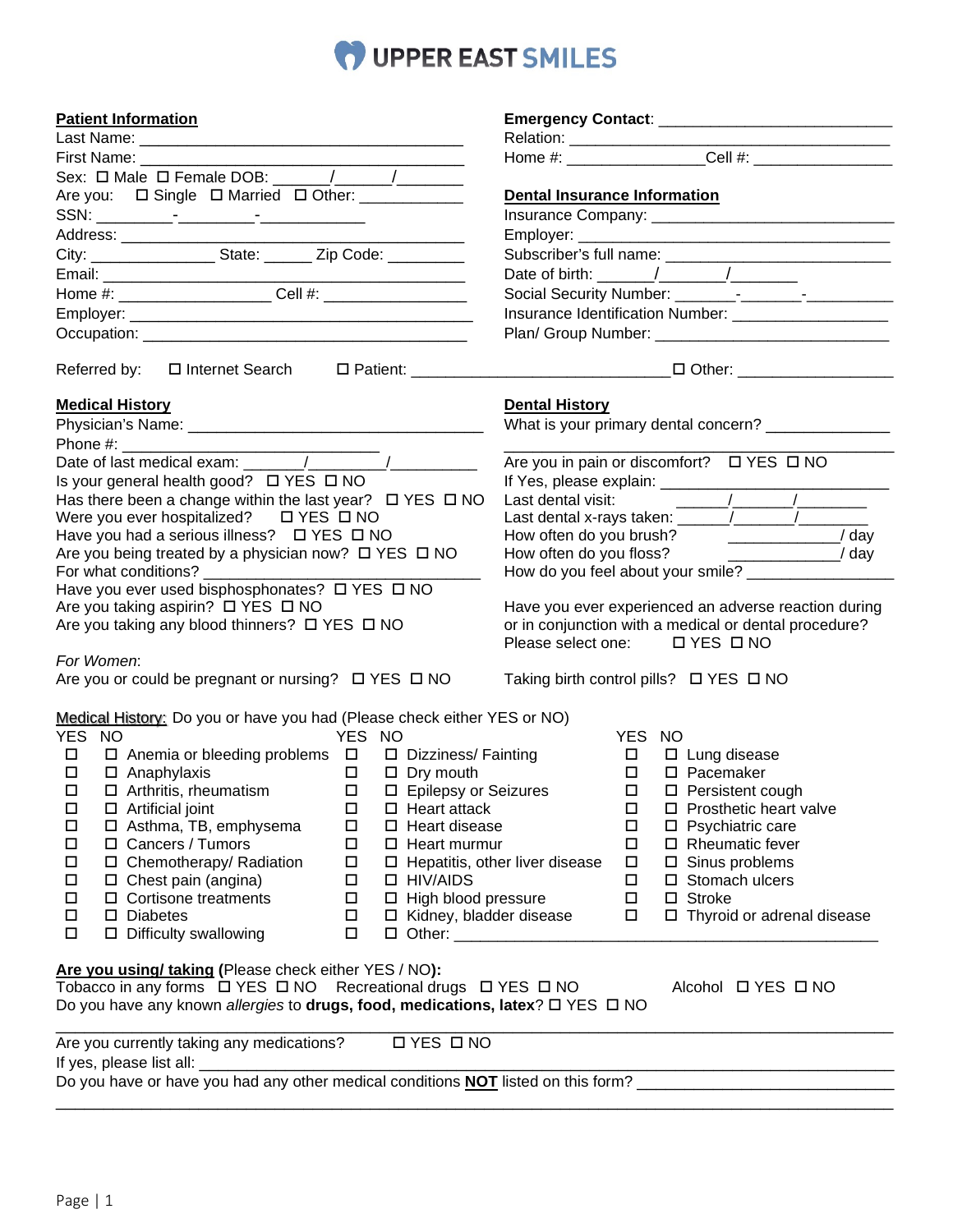# UPPER EAST SMILES

## Patient Information

Last Name: ______________________________________

First Name: ______________________________________

Sex: ☐ Male ☐ Female DOB: ______/______/________

Are you: ☐ Single ☐ Married ☐ Other: ____________

SSN: _________-_________-____________

Address: ______________________________________

City: ______________ State: _____ Zip Code: _________

Email: ______________________________________

Home #: _________________ Cell #: ________________

Employer: ______________________________________

Occupation: ______________________________________

## Emergency Contact: __________________________

Relation: ______________________________________

Home #: _______________ Cell #: ________________

## Dental Insurance Information

Insurance Company: ____________________________

Employer: ______________________________________

Subscriber's full name: __________________________

Date of birth: ______/_______/________

Social Security Number: _______-_______-__________

Insurance Identification Number: __________________

Plan/ Group Number: ____________________________

Referred by: ☐ Internet Search ☐ Patient: ______________________________ ☐ Other: _________________

## Medical History

Physician's Name: ________________________________

Phone #: ______________________________

Date of last medical exam: _______/__________/__________

Is your general health good? ☐ YES ☐ NO

Has there been a change within the last year? ☐ YES ☐ NO

Were you ever hospitalized? ☐ YES ☐ NO

Have you had a serious illness? ☐ YES ☐ NO

Are you being treated by a physician now? ☐ YES ☐ NO

For what conditions? ______________________________

Have you ever used bisphosphonates? ☐ YES ☐ NO

Are you taking aspirin? ☐ YES ☐ NO

Are you taking any blood thinners? ☐ YES ☐ NO

*For Women*:

Are you or could be pregnant or nursing? ☐ YES ☐ NO

## Dental History

What is your primary dental concern? ______________

______________________________________________

Are you in pain or discomfort? ☐ YES ☐ NO

If Yes, please explain: ____________________________

Last dental visit: ______/_______/________

Last dental x-rays taken: ______/_______/________

How often do you brush? _____________/ day

How often do you floss? _____________/ day

How do you feel about your smile? _________________

Have you ever experienced an adverse reaction during or in conjunction with a medical or dental procedure?

Please select one: ☐ YES ☐ NO

Taking birth control pills? ☐ YES ☐ NO

## Medical History: Do you or have you had (Please check either YES or NO)

| YES | NO | | YES | NO | | YES | NO | |
|---|---|---|---|---|---|---|---|---|
| ☐ | ☐ | Anemia or bleeding problems | ☐ | ☐ | Dizziness/ Fainting | ☐ | ☐ | Lung disease |
| ☐ | ☐ | Anaphylaxis | ☐ | ☐ | Dry mouth | ☐ | ☐ | Pacemaker |
| ☐ | ☐ | Arthritis, rheumatism | ☐ | ☐ | Epilepsy or Seizures | ☐ | ☐ | Persistent cough |
| ☐ | ☐ | Artificial joint | ☐ | ☐ | Heart attack | ☐ | ☐ | Prosthetic heart valve |
| ☐ | ☐ | Asthma, TB, emphysema | ☐ | ☐ | Heart disease | ☐ | ☐ | Psychiatric care |
| ☐ | ☐ | Cancers / Tumors | ☐ | ☐ | Heart murmur | ☐ | ☐ | Rheumatic fever |
| ☐ | ☐ | Chemotherapy/ Radiation | ☐ | ☐ | Hepatitis, other liver disease | ☐ | ☐ | Sinus problems |
| ☐ | ☐ | Chest pain (angina) | ☐ | ☐ | HIV/AIDS | ☐ | ☐ | Stomach ulcers |
| ☐ | ☐ | Cortisone treatments | ☐ | ☐ | High blood pressure | ☐ | ☐ | Stroke |
| ☐ | ☐ | Diabetes | ☐ | ☐ | Kidney, bladder disease | ☐ | ☐ | Thyroid or adrenal disease |
| ☐ | ☐ | Difficulty swallowing | ☐ | ☐ | Other: ________________________ | | | |

## Are you using/ taking (Please check either YES / NO):

Tobacco in any forms ☐ YES ☐ NO Recreational drugs ☐ YES ☐ NO Alcohol ☐ YES ☐ NO

Do you have any known *allergies* to **drugs, food, medications, latex**? ☐ YES ☐ NO

______________________________________________________________________________

Are you currently taking any medications? ☐ YES ☐ NO

If yes, please list all: ______________________________________________________________

Do you have or have you had any other medical conditions **NOT** listed on this form? ______________________

______________________________________________________________________________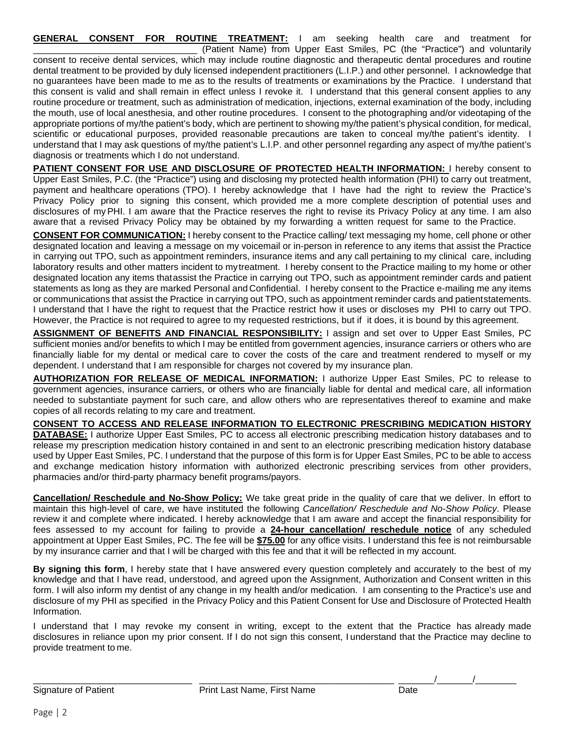**GENERAL CONSENT FOR ROUTINE TREATMENT:** I am seeking health care and treatment for ________________________________ (Patient Name) from Upper East Smiles, PC (the "Practice") and voluntarily consent to receive dental services, which may include routine diagnostic and therapeutic dental procedures and routine dental treatment to be provided by duly licensed independent practitioners (L.I.P.) and other personnel. I acknowledge that no guarantees have been made to me as to the results of treatments or examinations by the Practice. I understand that this consent is valid and shall remain in effect unless I revoke it. I understand that this general consent applies to any routine procedure or treatment, such as administration of medication, injections, external examination of the body, including the mouth, use of local anesthesia, and other routine procedures. I consent to the photographing and/or videotaping of the appropriate portions of my/the patient's body, which are pertinent to showing my/the patient's physical condition, for medical, scientific or educational purposes, provided reasonable precautions are taken to conceal my/the patient's identity. I understand that I may ask questions of my/the patient's L.I.P. and other personnel regarding any aspect of my/the patient's diagnosis or treatments which I do not understand.

**PATIENT CONSENT FOR USE AND DISCLOSURE OF PROTECTED HEALTH INFORMATION:** I hereby consent to Upper East Smiles, P.C. (the "Practice") using and disclosing my protected health information (PHI) to carry out treatment, payment and healthcare operations (TPO). I hereby acknowledge that I have had the right to review the Practice's Privacy Policy prior to signing this consent, which provided me a more complete description of potential uses and disclosures of my PHI. I am aware that the Practice reserves the right to revise its Privacy Policy at any time. I am also aware that a revised Privacy Policy may be obtained by my forwarding a written request for same to the Practice.

**CONSENT FOR COMMUNICATION:** I hereby consent to the Practice calling/ text messaging my home, cell phone or other designated location and leaving a message on my voicemail or in-person in reference to any items that assist the Practice in carrying out TPO, such as appointment reminders, insurance items and any call pertaining to my clinical care, including laboratory results and other matters incident to my treatment. I hereby consent to the Practice mailing to my home or other designated location any items that assist the Practice in carrying out TPO, such as appointment reminder cards and patient statements as long as they are marked Personal and Confidential. I hereby consent to the Practice e-mailing me any items or communications that assist the Practice in carrying out TPO, such as appointment reminder cards and patient statements. I understand that I have the right to request that the Practice restrict how it uses or discloses my PHI to carry out TPO. However, the Practice is not required to agree to my requested restrictions, but if it does, it is bound by this agreement.

**ASSIGNMENT OF BENEFITS AND FINANCIAL RESPONSIBILITY:** I assign and set over to Upper East Smiles, PC sufficient monies and/or benefits to which I may be entitled from government agencies, insurance carriers or others who are financially liable for my dental or medical care to cover the costs of the care and treatment rendered to myself or my dependent. I understand that I am responsible for charges not covered by my insurance plan.

**AUTHORIZATION FOR RELEASE OF MEDICAL INFORMATION:** I authorize Upper East Smiles, PC to release to government agencies, insurance carriers, or others who are financially liable for dental and medical care, all information needed to substantiate payment for such care, and allow others who are representatives thereof to examine and make copies of all records relating to my care and treatment.

**CONSENT TO ACCESS AND RELEASE INFORMATION TO ELECTRONIC PRESCRIBING MEDICATION HISTORY DATABASE:** I authorize Upper East Smiles, PC to access all electronic prescribing medication history databases and to release my prescription medication history contained in and sent to an electronic prescribing medication history database used by Upper East Smiles, PC. I understand that the purpose of this form is for Upper East Smiles, PC to be able to access and exchange medication history information with authorized electronic prescribing services from other providers, pharmacies and/or third-party pharmacy benefit programs/payors.

**Cancellation/ Reschedule and No-Show Policy:** We take great pride in the quality of care that we deliver. In effort to maintain this high-level of care, we have instituted the following *Cancellation/ Reschedule and No-Show Policy*. Please review it and complete where indicated. I hereby acknowledge that I am aware and accept the financial responsibility for fees assessed to my account for failing to provide a **24-hour cancellation/ reschedule notice** of any scheduled appointment at Upper East Smiles, PC. The fee will be **$75.00** for any office visits. I understand this fee is not reimbursable by my insurance carrier and that I will be charged with this fee and that it will be reflected in my account.

**By signing this form**, I hereby state that I have answered every question completely and accurately to the best of my knowledge and that I have read, understood, and agreed upon the Assignment, Authorization and Consent written in this form. I will also inform my dentist of any change in my health and/or medication. I am consenting to the Practice's use and disclosure of my PHI as specified in the Privacy Policy and this Patient Consent for Use and Disclosure of Protected Health Information.

I understand that I may revoke my consent in writing, except to the extent that the Practice has already made disclosures in reliance upon my prior consent. If I do not sign this consent, I understand that the Practice may decline to provide treatment to me.

______________________________ ______________________________________ _______/_______/________

Signature of Patient — Print Last Name, First Name — Date